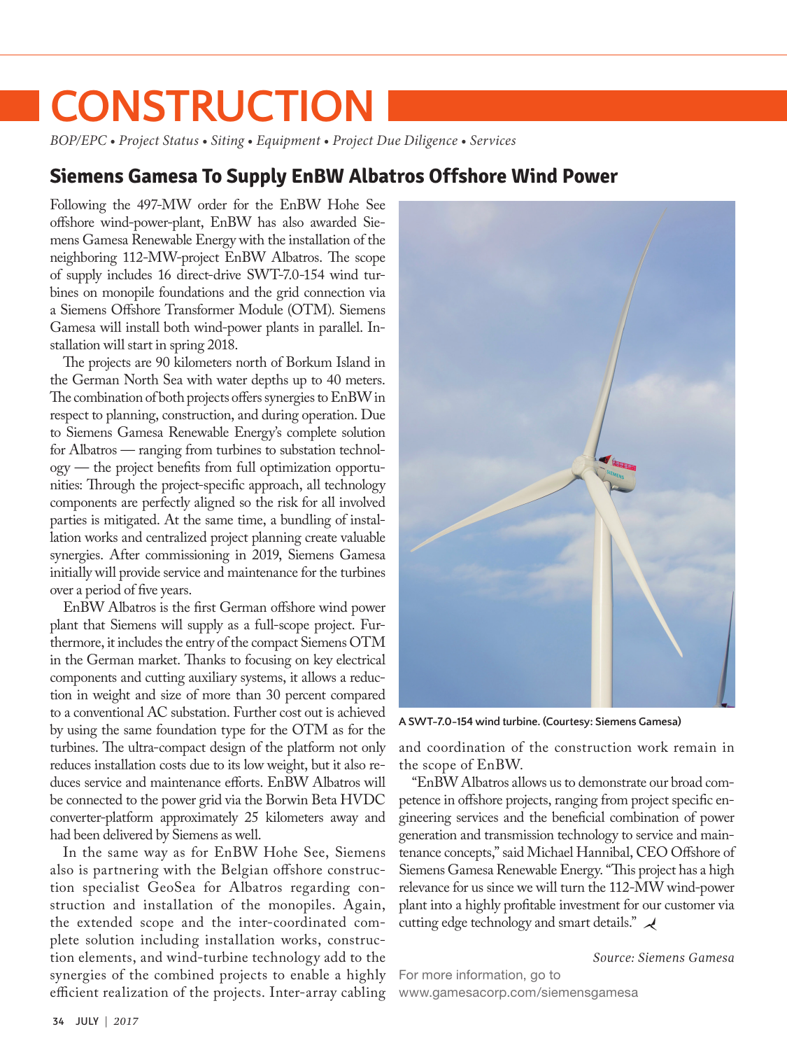# CONSTRUCTION

*BOP/EPC • Project Status • Siting • Equipment • Project Due Diligence • Services*

## Siemens Gamesa To Supply EnBW Albatros Offshore Wind Power

Following the 497-MW order for the EnBW Hohe See offshore wind-power-plant, EnBW has also awarded Siemens Gamesa Renewable Energy with the installation of the neighboring 112-MW-project EnBW Albatros. The scope of supply includes 16 direct-drive SWT-7.0-154 wind turbines on monopile foundations and the grid connection via a Siemens Offshore Transformer Module (OTM). Siemens Gamesa will install both wind-power plants in parallel. Installation will start in spring 2018.

The projects are 90 kilometers north of Borkum Island in the German North Sea with water depths up to 40 meters. The combination of both projects offers synergies to EnBW in respect to planning, construction, and during operation. Due to Siemens Gamesa Renewable Energy's complete solution for Albatros — ranging from turbines to substation technology — the project benefits from full optimization opportunities: Through the project-specific approach, all technology components are perfectly aligned so the risk for all involved parties is mitigated. At the same time, a bundling of installation works and centralized project planning create valuable synergies. After commissioning in 2019, Siemens Gamesa initially will provide service and maintenance for the turbines over a period of five years.

EnBW Albatros is the first German offshore wind power plant that Siemens will supply as a full-scope project. Furthermore, it includes the entry of the compact Siemens OTM in the German market. Thanks to focusing on key electrical components and cutting auxiliary systems, it allows a reduction in weight and size of more than 30 percent compared to a conventional AC substation. Further cost out is achieved by using the same foundation type for the OTM as for the turbines. The ultra-compact design of the platform not only reduces installation costs due to its low weight, but it also reduces service and maintenance efforts. EnBW Albatros will be connected to the power grid via the Borwin Beta HVDC converter-platform approximately 25 kilometers away and had been delivered by Siemens as well.

In the same way as for EnBW Hohe See, Siemens also is partnering with the Belgian offshore construction specialist GeoSea for Albatros regarding construction and installation of the monopiles. Again, the extended scope and the inter-coordinated complete solution including installation works, construction elements, and wind-turbine technology add to the synergies of the combined projects to enable a highly efficient realization of the projects. Inter-array cabling and coordination of the construction work remain in the scope of EnBW.

A SWT-7.0-154 wind turbine. (Courtesy: Siemens Gamesa)

"EnBW Albatros allows us to demonstrate our broad competence in offshore projects, ranging from project specific engineering services and the beneficial combination of power generation and transmission technology to service and maintenance concepts," said Michael Hannibal, CEO Offshore of Siemens Gamesa Renewable Energy. "This project has a high relevance for us since we will turn the 112-MW wind-power plant into a highly profitable investment for our customer via cutting edge technology and smart details."

*Source: Siemens Gamesa*

For more information, go to www.gamesacorp.com/siemensgamesa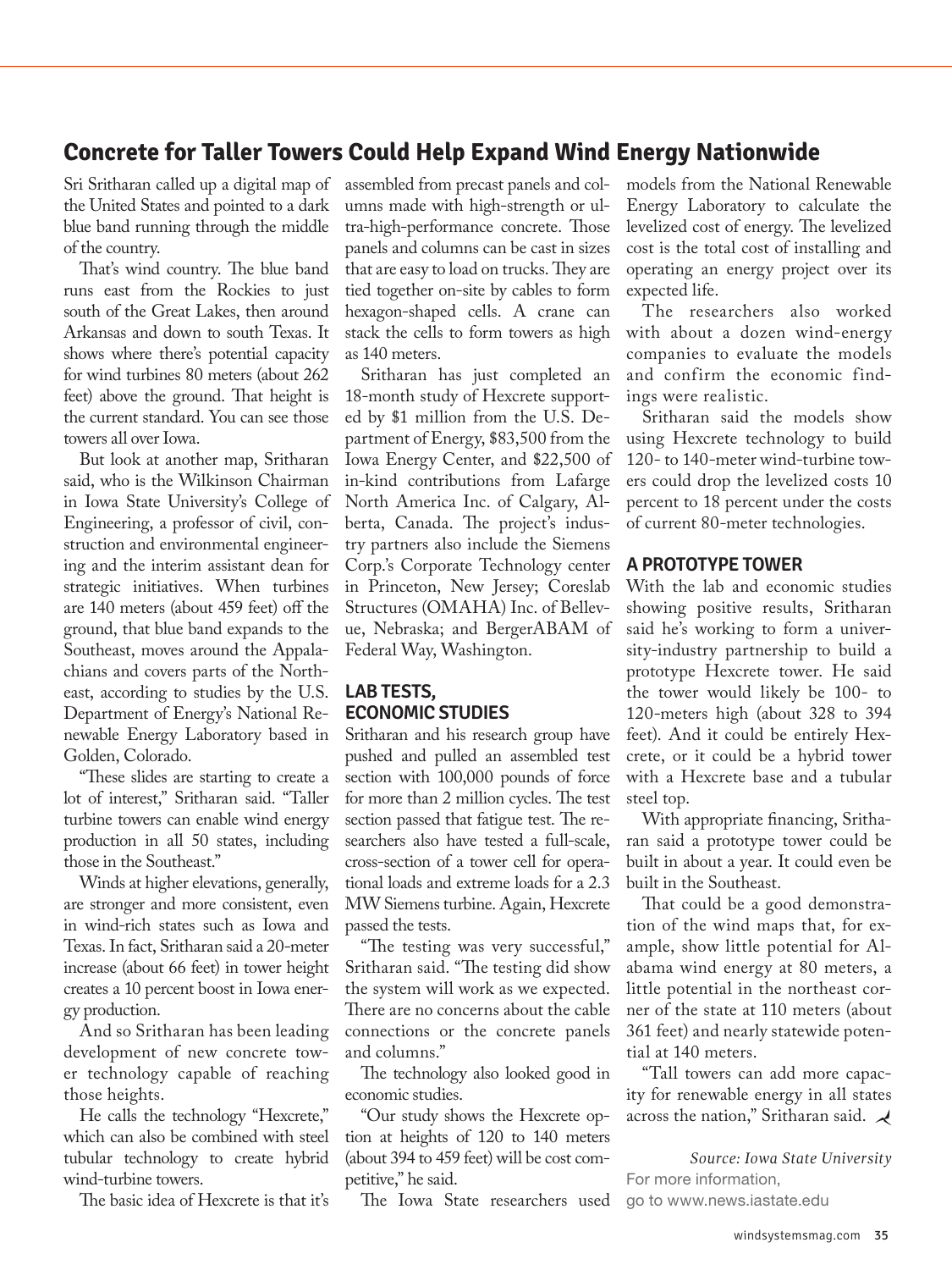## Concrete for Taller Towers Could Help Expand Wind Energy Nationwide

Sri Sritharan called up a digital map of the United States and pointed to a dark blue band running through the middle of the country.

That's wind country. The blue band runs east from the Rockies to just south of the Great Lakes, then around Arkansas and down to south Texas. It shows where there's potential capacity for wind turbines 80 meters (about 262 feet) above the ground. That height is the current standard. You can see those towers all over Iowa.

But look at another map, Sritharan said, who is the Wilkinson Chairman in Iowa State University's College of Engineering, a professor of civil, construction and environmental engineering and the interim assistant dean for strategic initiatives. When turbines are 140 meters (about 459 feet) off the ground, that blue band expands to the Southeast, moves around the Appalachians and covers parts of the Northeast, according to studies by the U.S. Department of Energy's National Renewable Energy Laboratory based in Golden, Colorado.

"These slides are starting to create a lot of interest," Sritharan said. "Taller turbine towers can enable wind energy production in all 50 states, including those in the Southeast."

Winds at higher elevations, generally, are stronger and more consistent, even in wind-rich states such as Iowa and Texas. In fact, Sritharan said a 20-meter increase (about 66 feet) in tower height creates a 10 percent boost in Iowa energy production.

And so Sritharan has been leading development of new concrete tower technology capable of reaching those heights.

He calls the technology "Hexcrete," which can also be combined with steel tubular technology to create hybrid wind-turbine towers.

The basic idea of Hexcrete is that it's assembled from precast panels and columns made with high-strength or ultra-high-performance concrete. Those panels and columns can be cast in sizes that are easy to load on trucks. They are tied together on-site by cables to form hexagon-shaped cells. A crane can stack the cells to form towers as high as 140 meters.

Sritharan has just completed an 18-month study of Hexcrete supported by $1 million from the U.S. Department of Energy, $83,500 from the Iowa Energy Center, and $22,500 of in-kind contributions from Lafarge North America Inc. of Calgary, Alberta, Canada. The project's industry partners also include the Siemens Corp.'s Corporate Technology center in Princeton, New Jersey; Coreslab Structures (OMAHA) Inc. of Bellevue, Nebraska; and BergerABAM of Federal Way, Washington.

### LAB TESTS, ECONOMIC STUDIES

Sritharan and his research group have pushed and pulled an assembled test section with 100,000 pounds of force for more than 2 million cycles. The test section passed that fatigue test. The researchers also have tested a full-scale, cross-section of a tower cell for operational loads and extreme loads for a 2.3 MW Siemens turbine. Again, Hexcrete passed the tests.

"The testing was very successful," Sritharan said. "The testing did show the system will work as we expected. There are no concerns about the cable connections or the concrete panels and columns."

The technology also looked good in economic studies.

"Our study shows the Hexcrete option at heights of 120 to 140 meters (about 394 to 459 feet) will be cost competitive," he said.

The Iowa State researchers used models from the National Renewable Energy Laboratory to calculate the levelized cost of energy. The levelized cost is the total cost of installing and operating an energy project over its expected life.

The researchers also worked with about a dozen wind-energy companies to evaluate the models and confirm the economic findings were realistic.

Sritharan said the models show using Hexcrete technology to build 120- to 140-meter wind-turbine towers could drop the levelized costs 10 percent to 18 percent under the costs of current 80-meter technologies.

### A PROTOTYPE TOWER

With the lab and economic studies showing positive results, Sritharan said he's working to form a university-industry partnership to build a prototype Hexcrete tower. He said the tower would likely be 100- to 120-meters high (about 328 to 394 feet). And it could be entirely Hexcrete, or it could be a hybrid tower with a Hexcrete base and a tubular steel top.

With appropriate financing, Sritharan said a prototype tower could be built in about a year. It could even be built in the Southeast.

That could be a good demonstration of the wind maps that, for example, show little potential for Alabama wind energy at 80 meters, a little potential in the northeast corner of the state at 110 meters (about 361 feet) and nearly statewide potential at 140 meters.

"Tall towers can add more capacity for renewable energy in all states across the nation," Sritharan said.

*Source: Iowa State University*

For more information, go to www.news.iastate.edu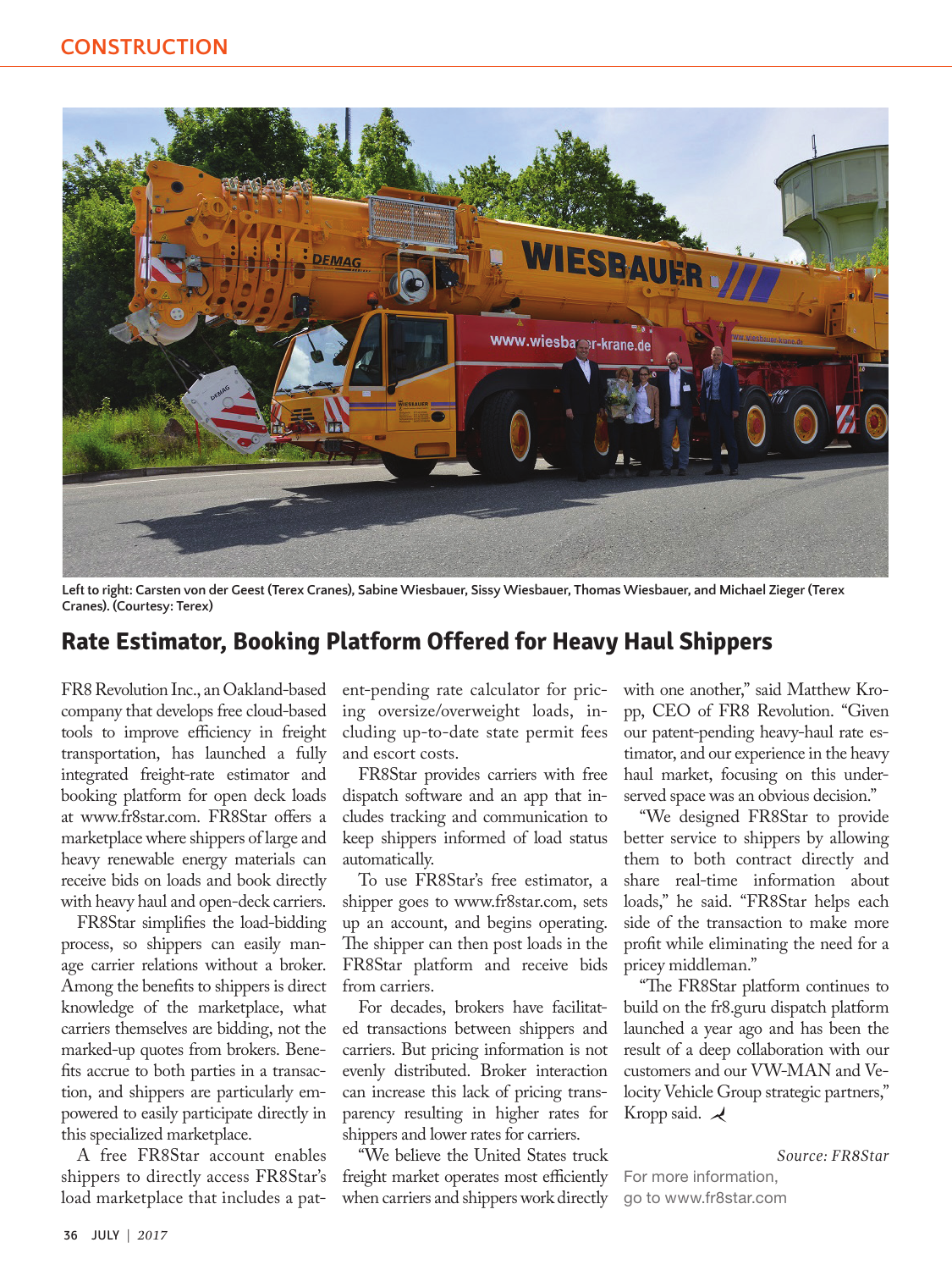Left to right: Carsten von der Geest (Terex Cranes), Sabine Wiesbauer, Sissy Wiesbauer, Thomas Wiesbauer, and Michael Zieger (Terex Cranes). (Courtesy: Terex)

## Rate Estimator, Booking Platform Offered for Heavy Haul Shippers

FR8 Revolution Inc., an Oakland-based company that develops free cloud-based tools to improve efficiency in freight transportation, has launched a fully integrated freight-rate estimator and booking platform for open deck loads at www.fr8star.com. FR8Star offers a marketplace where shippers of large and heavy renewable energy materials can receive bids on loads and book directly with heavy haul and open-deck carriers.

FR8Star simplifies the load-bidding process, so shippers can easily manage carrier relations without a broker. Among the benefits to shippers is direct knowledge of the marketplace, what carriers themselves are bidding, not the marked-up quotes from brokers. Benefits accrue to both parties in a transaction, and shippers are particularly empowered to easily participate directly in this specialized marketplace.

A free FR8Star account enables shippers to directly access FR8Star's load marketplace that includes a patent-pending rate calculator for pricing oversize/overweight loads, including up-to-date state permit fees and escort costs.

FR8Star provides carriers with free dispatch software and an app that includes tracking and communication to keep shippers informed of load status automatically.

To use FR8Star's free estimator, a shipper goes to www.fr8star.com, sets up an account, and begins operating. The shipper can then post loads in the FR8Star platform and receive bids from carriers.

For decades, brokers have facilitated transactions between shippers and carriers. But pricing information is not evenly distributed. Broker interaction can increase this lack of pricing transparency resulting in higher rates for shippers and lower rates for carriers.

"We believe the United States truck freight market operates most efficiently when carriers and shippers work directly with one another," said Matthew Kropp, CEO of FR8 Revolution. "Given our patent-pending heavy-haul rate estimator, and our experience in the heavy haul market, focusing on this underserved space was an obvious decision."

"We designed FR8Star to provide better service to shippers by allowing them to both contract directly and share real-time information about loads," he said. "FR8Star helps each side of the transaction to make more profit while eliminating the need for a pricey middleman."

"The FR8Star platform continues to build on the fr8.guru dispatch platform launched a year ago and has been the result of a deep collaboration with our customers and our VW-MAN and Velocity Vehicle Group strategic partners," Kropp said.

*Source: FR8Star*

For more information, go to www.fr8star.com